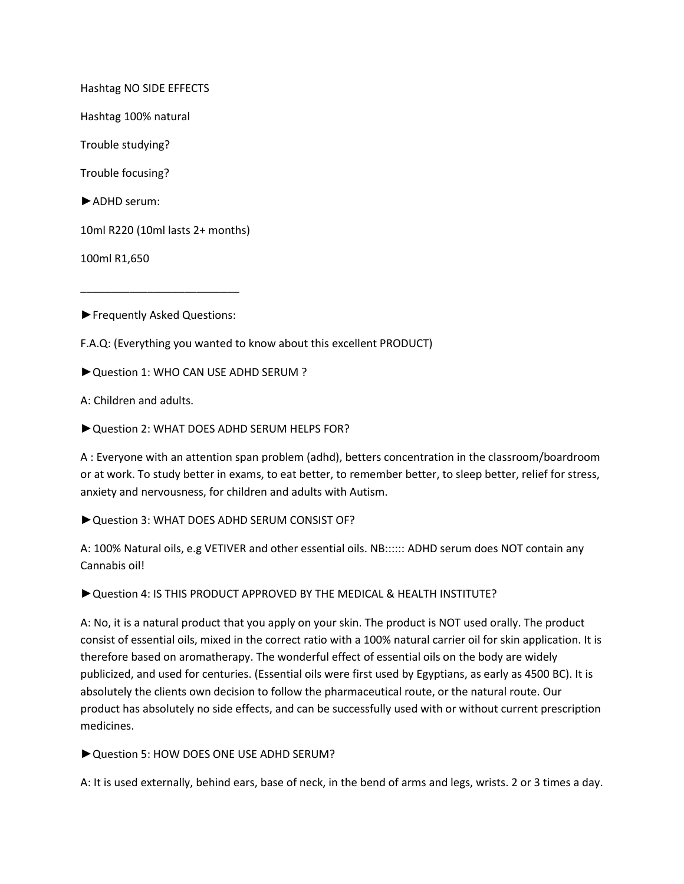Hashtag NO SIDE EFFECTS

Hashtag 100% natural

Trouble studying?

Trouble focusing?

►ADHD serum:

10ml R220 (10ml lasts 2+ months)

100ml R1,650

___________________________

►Frequently Asked Questions:

F.A.Q: (Everything you wanted to know about this excellent PRODUCT)

►Question 1: WHO CAN USE ADHD SERUM ?

A: Children and adults.

►Question 2: WHAT DOES ADHD SERUM HELPS FOR?

A : Everyone with an attention span problem (adhd), betters concentration in the classroom/boardroom or at work. To study better in exams, to eat better, to remember better, to sleep better, relief for stress, anxiety and nervousness, for children and adults with Autism.

►Question 3: WHAT DOES ADHD SERUM CONSIST OF?

A: 100% Natural oils, e.g VETIVER and other essential oils. NB:::::: ADHD serum does NOT contain any Cannabis oil!

►Question 4: IS THIS PRODUCT APPROVED BY THE MEDICAL & HEALTH INSTITUTE?

A: No, it is a natural product that you apply on your skin. The product is NOT used orally. The product consist of essential oils, mixed in the correct ratio with a 100% natural carrier oil for skin application. It is therefore based on aromatherapy. The wonderful effect of essential oils on the body are widely publicized, and used for centuries. (Essential oils were first used by Egyptians, as early as 4500 BC). It is absolutely the clients own decision to follow the pharmaceutical route, or the natural route. Our product has absolutely no side effects, and can be successfully used with or without current prescription medicines.

►Question 5: HOW DOES ONE USE ADHD SERUM?

A: It is used externally, behind ears, base of neck, in the bend of arms and legs, wrists. 2 or 3 times a day.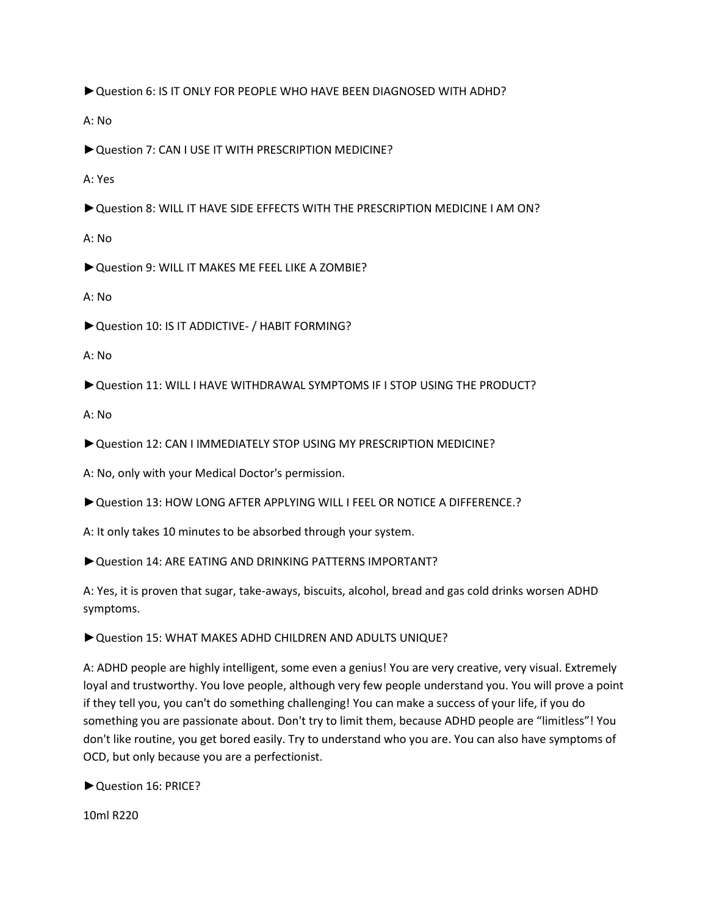►Question 6: IS IT ONLY FOR PEOPLE WHO HAVE BEEN DIAGNOSED WITH ADHD?

A: No

►Question 7: CAN I USE IT WITH PRESCRIPTION MEDICINE?

A: Yes

►Question 8: WILL IT HAVE SIDE EFFECTS WITH THE PRESCRIPTION MEDICINE I AM ON?

A: No

►Question 9: WILL IT MAKES ME FEEL LIKE A ZOMBIE?

A: No

►Question 10: IS IT ADDICTIVE- / HABIT FORMING?

A: No

►Question 11: WILL I HAVE WITHDRAWAL SYMPTOMS IF I STOP USING THE PRODUCT?

A: No

►Question 12: CAN I IMMEDIATELY STOP USING MY PRESCRIPTION MEDICINE?

A: No, only with your Medical Doctor's permission.

►Question 13: HOW LONG AFTER APPLYING WILL I FEEL OR NOTICE A DIFFERENCE.?

A: It only takes 10 minutes to be absorbed through your system.

►Question 14: ARE EATING AND DRINKING PATTERNS IMPORTANT?

A: Yes, it is proven that sugar, take-aways, biscuits, alcohol, bread and gas cold drinks worsen ADHD symptoms.

►Question 15: WHAT MAKES ADHD CHILDREN AND ADULTS UNIQUE?

A: ADHD people are highly intelligent, some even a genius! You are very creative, very visual. Extremely loyal and trustworthy. You love people, although very few people understand you. You will prove a point if they tell you, you can't do something challenging! You can make a success of your life, if you do something you are passionate about. Don't try to limit them, because ADHD people are "limitless"! You don't like routine, you get bored easily. Try to understand who you are. You can also have symptoms of OCD, but only because you are a perfectionist.

►Question 16: PRICE?

10ml R220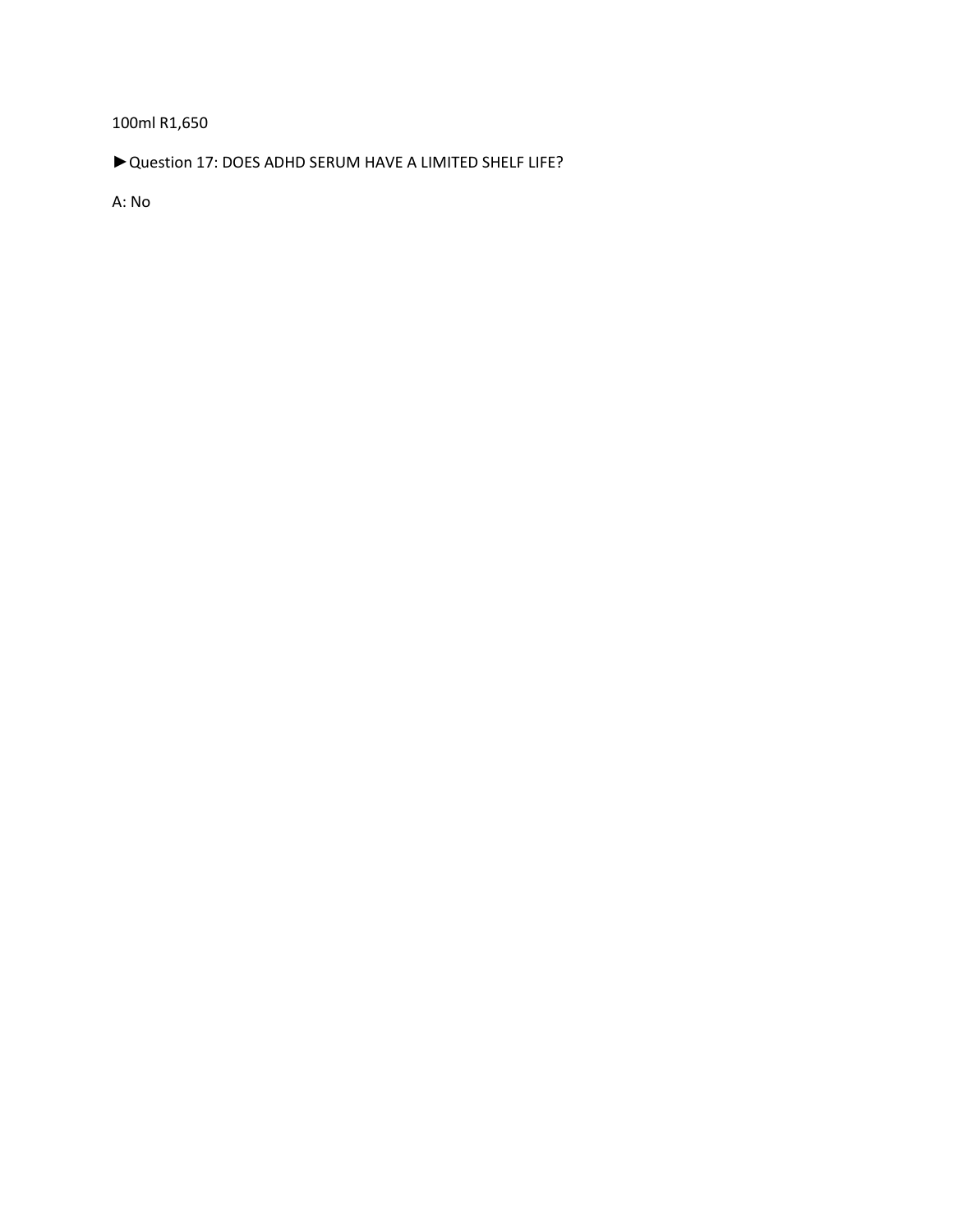100ml R1,650

►Question 17: DOES ADHD SERUM HAVE A LIMITED SHELF LIFE?

A: No